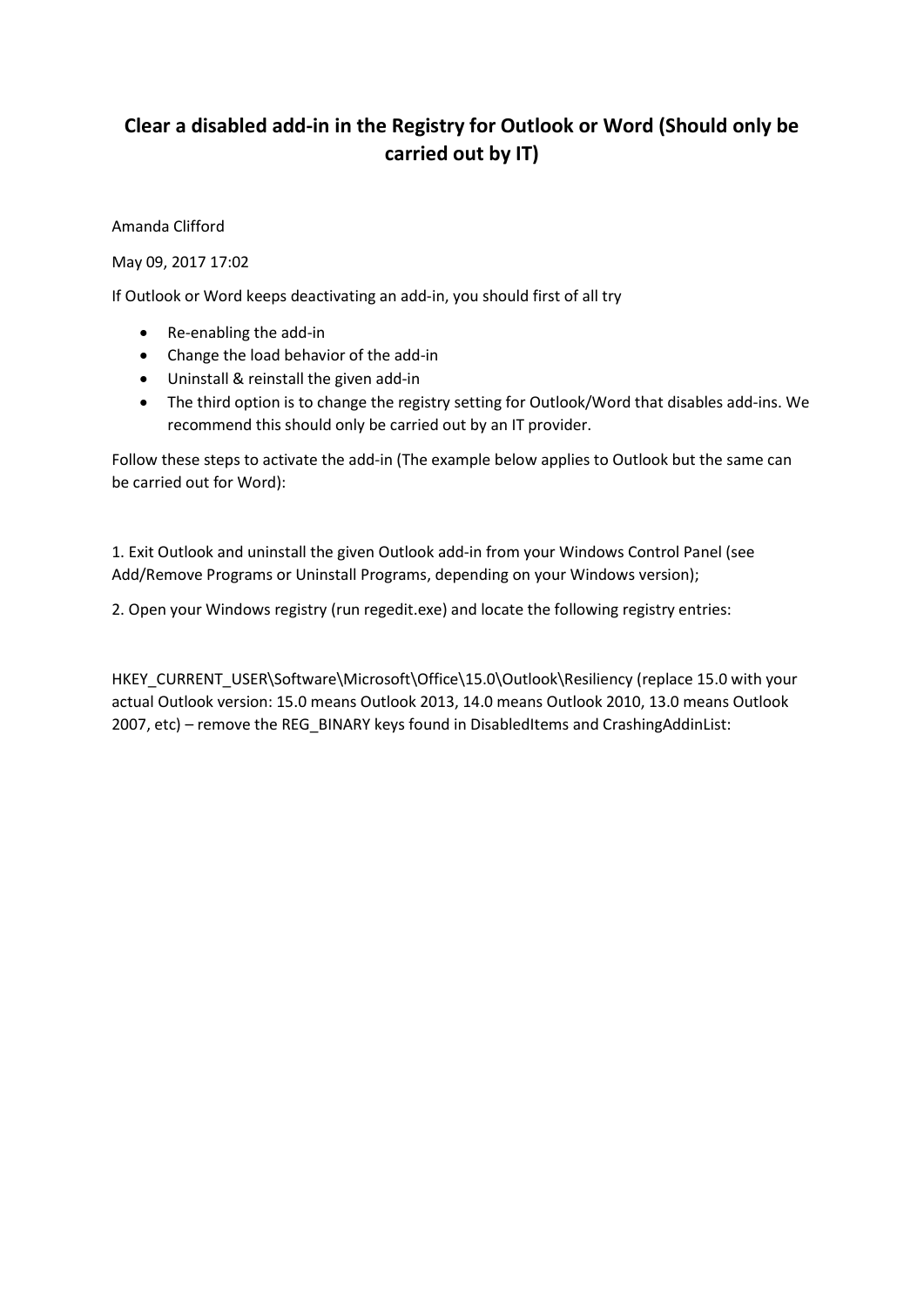# Clear a disabled add-in in the Registry for Outlook or Word (Should only be carried out by IT)

Amanda Clifford

May 09, 2017 17:02

If Outlook or Word keeps deactivating an add-in, you should first of all try

- Re-enabling the add-in
- Change the load behavior of the add-in
- Uninstall & reinstall the given add-in
- The third option is to change the registry setting for Outlook/Word that disables add-ins. We recommend this should only be carried out by an IT provider.

Follow these steps to activate the add-in (The example below applies to Outlook but the same can be carried out for Word):

1. Exit Outlook and uninstall the given Outlook add-in from your Windows Control Panel (see Add/Remove Programs or Uninstall Programs, depending on your Windows version);

2. Open your Windows registry (run regedit.exe) and locate the following registry entries:

HKEY_CURRENT_USER\Software\Microsoft\Office\15.0\Outlook\Resiliency (replace 15.0 with your actual Outlook version: 15.0 means Outlook 2013, 14.0 means Outlook 2010, 13.0 means Outlook 2007, etc) – remove the REG_BINARY keys found in DisabledItems and CrashingAddinList: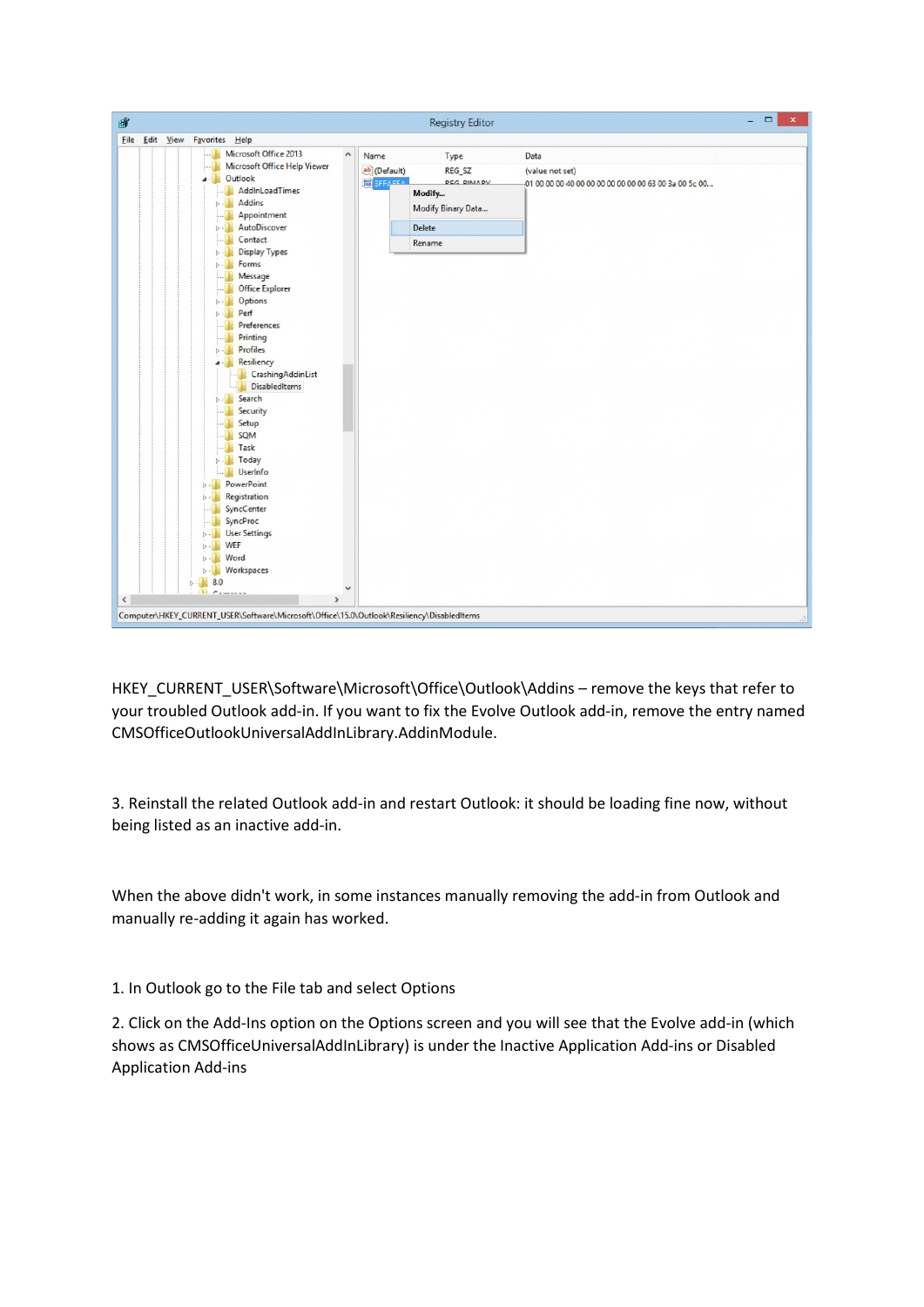HKEY_CURRENT_USER\Software\Microsoft\Office\Outlook\Addins – remove the keys that refer to your troubled Outlook add-in. If you want to fix the Evolve Outlook add-in, remove the entry named CMSOfficeOutlookUniversalAddInLibrary.AddinModule.

3. Reinstall the related Outlook add-in and restart Outlook: it should be loading fine now, without being listed as an inactive add-in.

When the above didn't work, in some instances manually removing the add-in from Outlook and manually re-adding it again has worked.

1. In Outlook go to the File tab and select Options

2. Click on the Add-Ins option on the Options screen and you will see that the Evolve add-in (which shows as CMSOfficeUniversalAddInLibrary) is under the Inactive Application Add-ins or Disabled Application Add-ins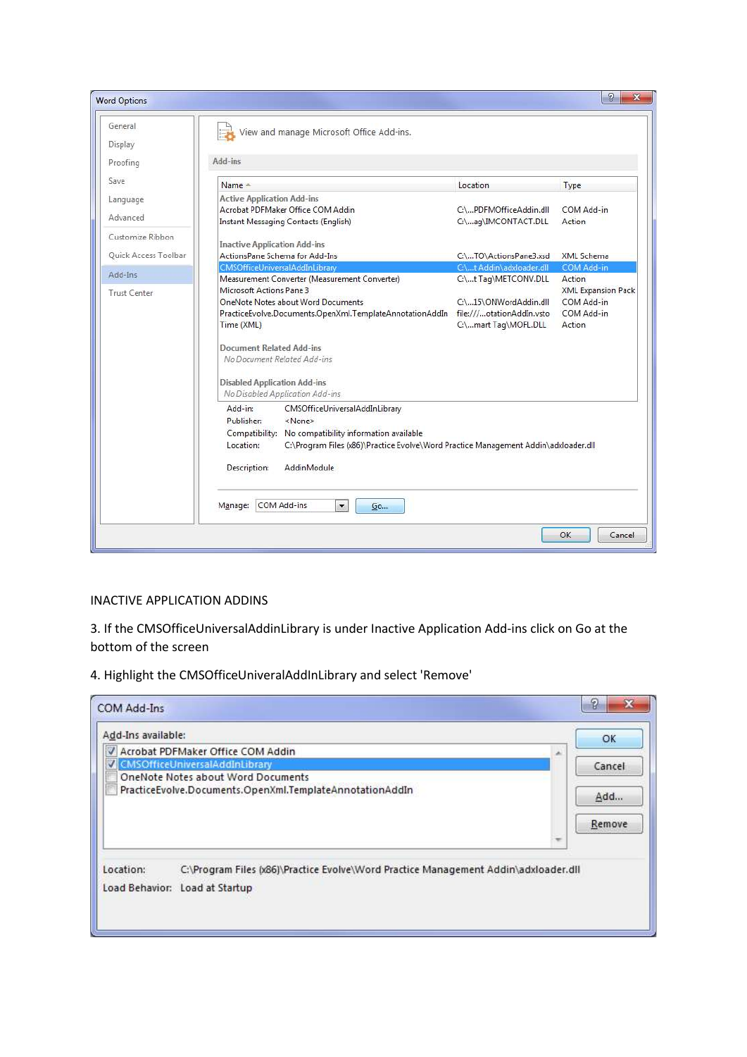INACTIVE APPLICATION ADDINS

3. If the CMSOfficeUniversalAddinLibrary is under Inactive Application Add-ins click on Go at the bottom of the screen

4. Highlight the CMSOfficeUniveralAddInLibrary and select 'Remove'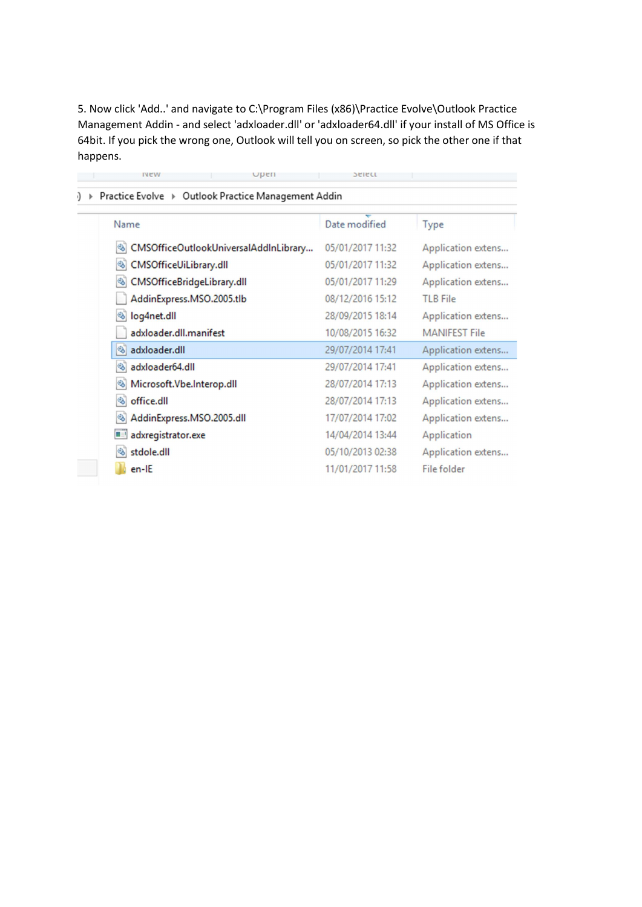5. Now click 'Add..' and navigate to C:\Program Files (x86)\Practice Evolve\Outlook Practice Management Addin - and select 'adxloader.dll' or 'adxloader64.dll' if your install of MS Office is 64bit. If you pick the wrong one, Outlook will tell you on screen, so pick the other one if that happens.

Practice Evolve ▸ Outlook Practice Management Addin

| Name | Date modified | Type |
|---|---|---|
| CMSOfficeOutlookUniversalAddInLibrary... | 05/01/2017 11:32 | Application extens... |
| CMSOfficeUiLibrary.dll | 05/01/2017 11:32 | Application extens... |
| CMSOfficeBridgeLibrary.dll | 05/01/2017 11:29 | Application extens... |
| AddinExpress.MSO.2005.tlb | 08/12/2016 15:12 | TLB File |
| log4net.dll | 28/09/2015 18:14 | Application extens... |
| adxloader.dll.manifest | 10/08/2015 16:32 | MANIFEST File |
| adxloader.dll | 29/07/2014 17:41 | Application extens... |
| adxloader64.dll | 29/07/2014 17:41 | Application extens... |
| Microsoft.Vbe.Interop.dll | 28/07/2014 17:13 | Application extens... |
| office.dll | 28/07/2014 17:13 | Application extens... |
| AddinExpress.MSO.2005.dll | 17/07/2014 17:02 | Application extens... |
| adxregistrator.exe | 14/04/2014 13:44 | Application |
| stdole.dll | 05/10/2013 02:38 | Application extens... |
| en-IE | 11/01/2017 11:58 | File folder |